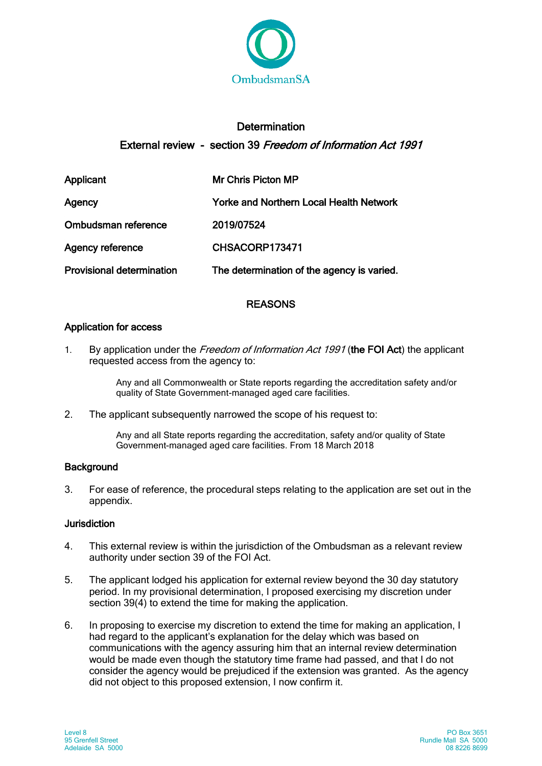OmbudsmanSA

# Determination

## External review - section 39 *Freedom of Information Act 1991*

| | |
|---|---|
| **Applicant** | **Mr Chris Picton MP** |
| **Agency** | **Yorke and Northern Local Health Network** |
| **Ombudsman reference** | **2019/07524** |
| **Agency reference** | **CHSACORP173471** |
| **Provisional determination** | **The determination of the agency is varied.** |

## REASONS

### Application for access

1. By application under the *Freedom of Information Act 1991* (**the FOI Act**) the applicant requested access from the agency to:

   > Any and all Commonwealth or State reports regarding the accreditation safety and/or quality of State Government-managed aged care facilities.

2. The applicant subsequently narrowed the scope of his request to:

   > Any and all State reports regarding the accreditation, safety and/or quality of State Government-managed aged care facilities. From 18 March 2018

### Background

3. For ease of reference, the procedural steps relating to the application are set out in the appendix.

### Jurisdiction

4. This external review is within the jurisdiction of the Ombudsman as a relevant review authority under section 39 of the FOI Act.

5. The applicant lodged his application for external review beyond the 30 day statutory period. In my provisional determination, I proposed exercising my discretion under section 39(4) to extend the time for making the application.

6. In proposing to exercise my discretion to extend the time for making an application, I had regard to the applicant's explanation for the delay which was based on communications with the agency assuring him that an internal review determination would be made even though the statutory time frame had passed, and that I do not consider the agency would be prejudiced if the extension was granted. As the agency did not object to this proposed extension, I now confirm it.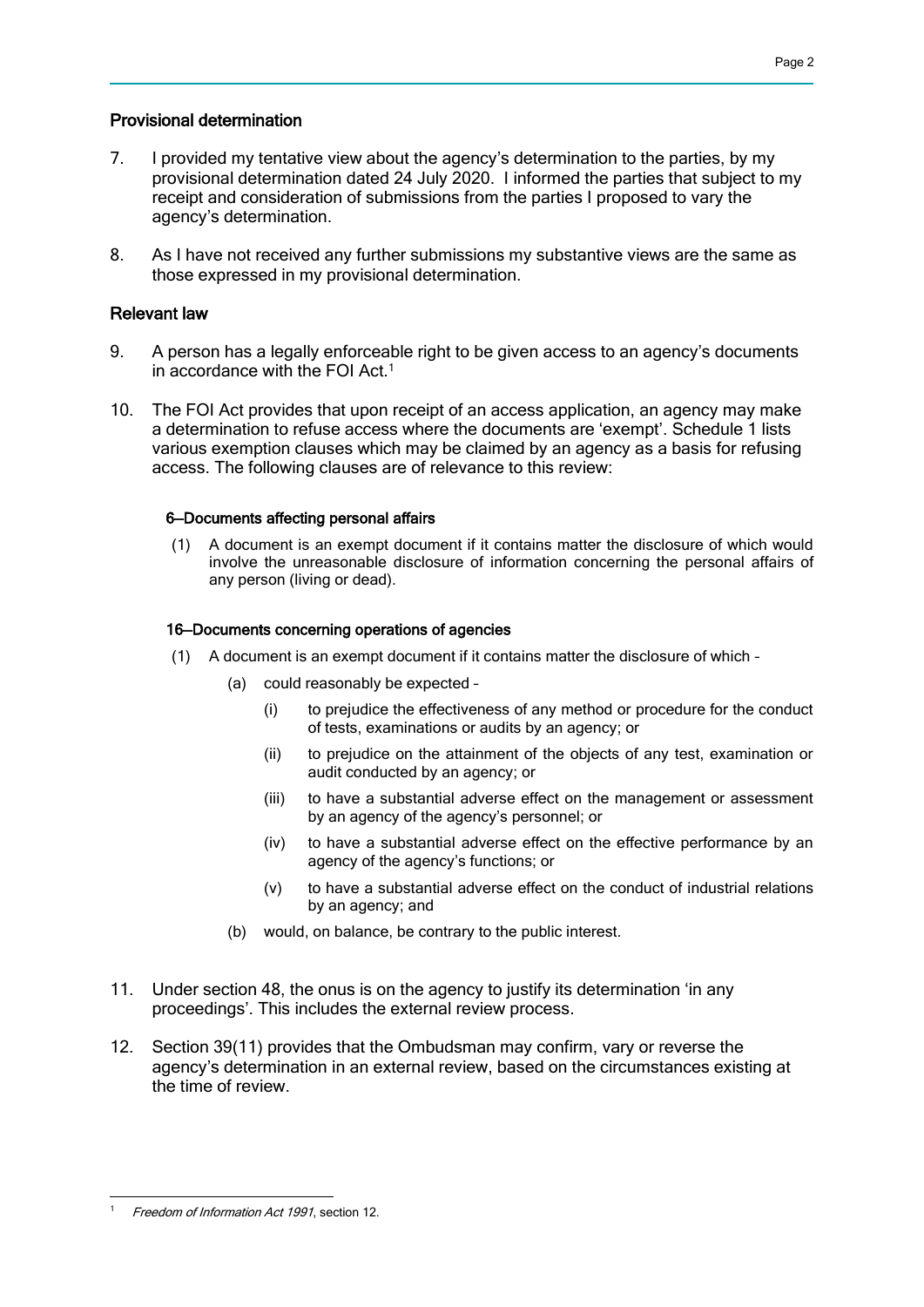## Provisional determination

7. I provided my tentative view about the agency's determination to the parties, by my provisional determination dated 24 July 2020. I informed the parties that subject to my receipt and consideration of submissions from the parties I proposed to vary the agency's determination.

8. As I have not received any further submissions my substantive views are the same as those expressed in my provisional determination.

## Relevant law

9. A person has a legally enforceable right to be given access to an agency's documents in accordance with the FOI Act.[1]

10. The FOI Act provides that upon receipt of an access application, an agency may make a determination to refuse access where the documents are 'exempt'. Schedule 1 lists various exemption clauses which may be claimed by an agency as a basis for refusing access. The following clauses are of relevance to this review:

> **6—Documents affecting personal affairs**
>
> (1) A document is an exempt document if it contains matter the disclosure of which would involve the unreasonable disclosure of information concerning the personal affairs of any person (living or dead).
>
> **16—Documents concerning operations of agencies**
>
> (1) A document is an exempt document if it contains matter the disclosure of which –
>
> (a) could reasonably be expected –
>
> (i) to prejudice the effectiveness of any method or procedure for the conduct of tests, examinations or audits by an agency; or
>
> (ii) to prejudice on the attainment of the objects of any test, examination or audit conducted by an agency; or
>
> (iii) to have a substantial adverse effect on the management or assessment by an agency of the agency's personnel; or
>
> (iv) to have a substantial adverse effect on the effective performance by an agency of the agency's functions; or
>
> (v) to have a substantial adverse effect on the conduct of industrial relations by an agency; and
>
> (b) would, on balance, be contrary to the public interest.

11. Under section 48, the onus is on the agency to justify its determination 'in any proceedings'. This includes the external review process.

12. Section 39(11) provides that the Ombudsman may confirm, vary or reverse the agency's determination in an external review, based on the circumstances existing at the time of review.

---

[1] *Freedom of Information Act 1991*, section 12.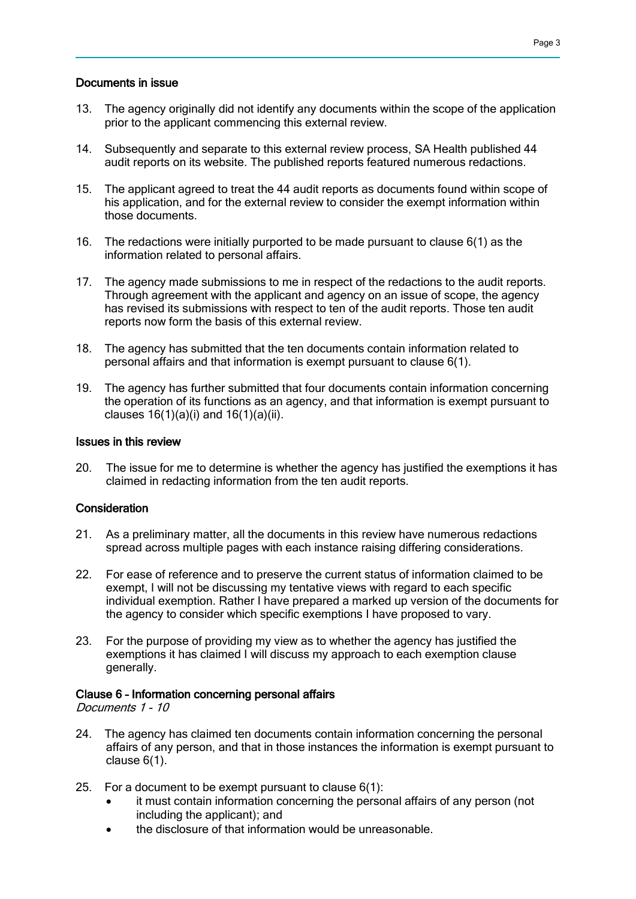### Documents in issue

13. The agency originally did not identify any documents within the scope of the application prior to the applicant commencing this external review.

14. Subsequently and separate to this external review process, SA Health published 44 audit reports on its website. The published reports featured numerous redactions.

15. The applicant agreed to treat the 44 audit reports as documents found within scope of his application, and for the external review to consider the exempt information within those documents.

16. The redactions were initially purported to be made pursuant to clause 6(1) as the information related to personal affairs.

17. The agency made submissions to me in respect of the redactions to the audit reports. Through agreement with the applicant and agency on an issue of scope, the agency has revised its submissions with respect to ten of the audit reports. Those ten audit reports now form the basis of this external review.

18. The agency has submitted that the ten documents contain information related to personal affairs and that information is exempt pursuant to clause 6(1).

19. The agency has further submitted that four documents contain information concerning the operation of its functions as an agency, and that information is exempt pursuant to clauses 16(1)(a)(i) and 16(1)(a)(ii).

### Issues in this review

20. The issue for me to determine is whether the agency has justified the exemptions it has claimed in redacting information from the ten audit reports.

### Consideration

21. As a preliminary matter, all the documents in this review have numerous redactions spread across multiple pages with each instance raising differing considerations.

22. For ease of reference and to preserve the current status of information claimed to be exempt, I will not be discussing my tentative views with regard to each specific individual exemption. Rather I have prepared a marked up version of the documents for the agency to consider which specific exemptions I have proposed to vary.

23. For the purpose of providing my view as to whether the agency has justified the exemptions it has claimed I will discuss my approach to each exemption clause generally.

#### Clause 6 – Information concerning personal affairs

*Documents 1 - 10*

24. The agency has claimed ten documents contain information concerning the personal affairs of any person, and that in those instances the information is exempt pursuant to clause 6(1).

25. For a document to be exempt pursuant to clause 6(1):
    - it must contain information concerning the personal affairs of any person (not including the applicant); and
    - the disclosure of that information would be unreasonable.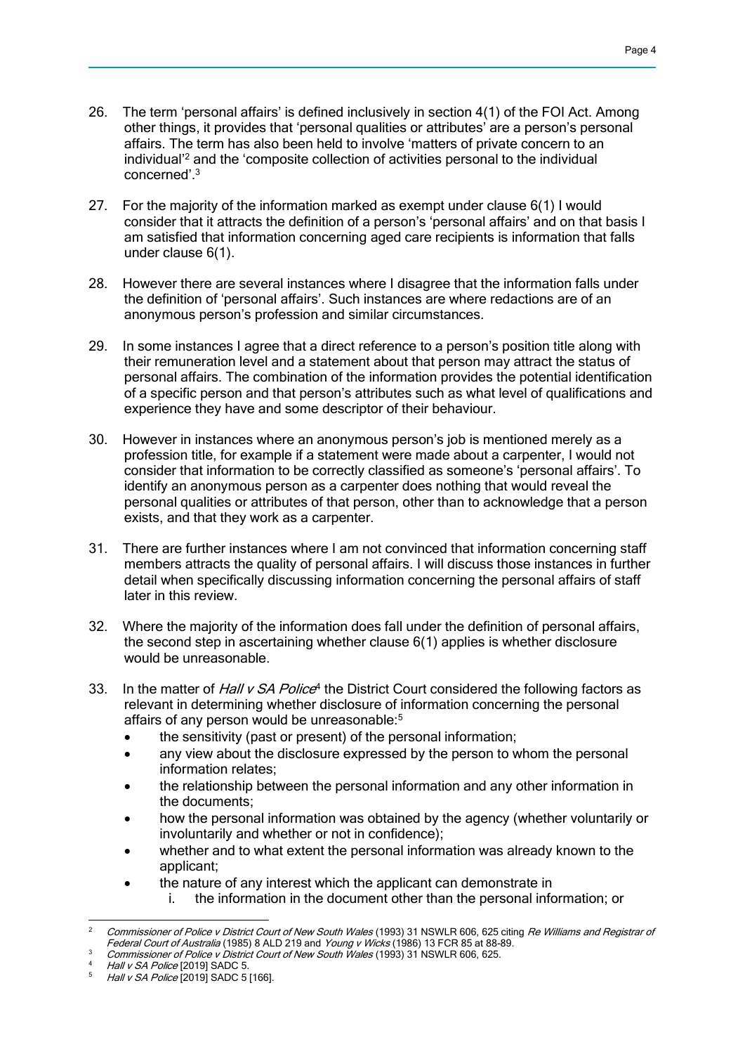26. The term 'personal affairs' is defined inclusively in section 4(1) of the FOI Act. Among other things, it provides that 'personal qualities or attributes' are a person's personal affairs. The term has also been held to involve 'matters of private concern to an individual'[2] and the 'composite collection of activities personal to the individual concerned'.[3]

27. For the majority of the information marked as exempt under clause 6(1) I would consider that it attracts the definition of a person's 'personal affairs' and on that basis I am satisfied that information concerning aged care recipients is information that falls under clause 6(1).

28. However there are several instances where I disagree that the information falls under the definition of 'personal affairs'. Such instances are where redactions are of an anonymous person's profession and similar circumstances.

29. In some instances I agree that a direct reference to a person's position title along with their remuneration level and a statement about that person may attract the status of personal affairs. The combination of the information provides the potential identification of a specific person and that person's attributes such as what level of qualifications and experience they have and some descriptor of their behaviour.

30. However in instances where an anonymous person's job is mentioned merely as a profession title, for example if a statement were made about a carpenter, I would not consider that information to be correctly classified as someone's 'personal affairs'. To identify an anonymous person as a carpenter does nothing that would reveal the personal qualities or attributes of that person, other than to acknowledge that a person exists, and that they work as a carpenter.

31. There are further instances where I am not convinced that information concerning staff members attracts the quality of personal affairs. I will discuss those instances in further detail when specifically discussing information concerning the personal affairs of staff later in this review.

32. Where the majority of the information does fall under the definition of personal affairs, the second step in ascertaining whether clause 6(1) applies is whether disclosure would be unreasonable.

33. In the matter of *Hall v SA Police*[4] the District Court considered the following factors as relevant in determining whether disclosure of information concerning the personal affairs of any person would be unreasonable:[5]
    - the sensitivity (past or present) of the personal information;
    - any view about the disclosure expressed by the person to whom the personal information relates;
    - the relationship between the personal information and any other information in the documents;
    - how the personal information was obtained by the agency (whether voluntarily or involuntarily and whether or not in confidence);
    - whether and to what extent the personal information was already known to the applicant;
    - the nature of any interest which the applicant can demonstrate in
        i. the information in the document other than the personal information; or

---

[2] *Commissioner of Police v District Court of New South Wales* (1993) 31 NSWLR 606, 625 citing *Re Williams and Registrar of Federal Court of Australia* (1985) 8 ALD 219 and *Young v Wicks* (1986) 13 FCR 85 at 88-89.

[3] *Commissioner of Police v District Court of New South Wales* (1993) 31 NSWLR 606, 625.

[4] *Hall v SA Police* [2019] SADC 5.

[5] *Hall v SA Police* [2019] SADC 5 [166].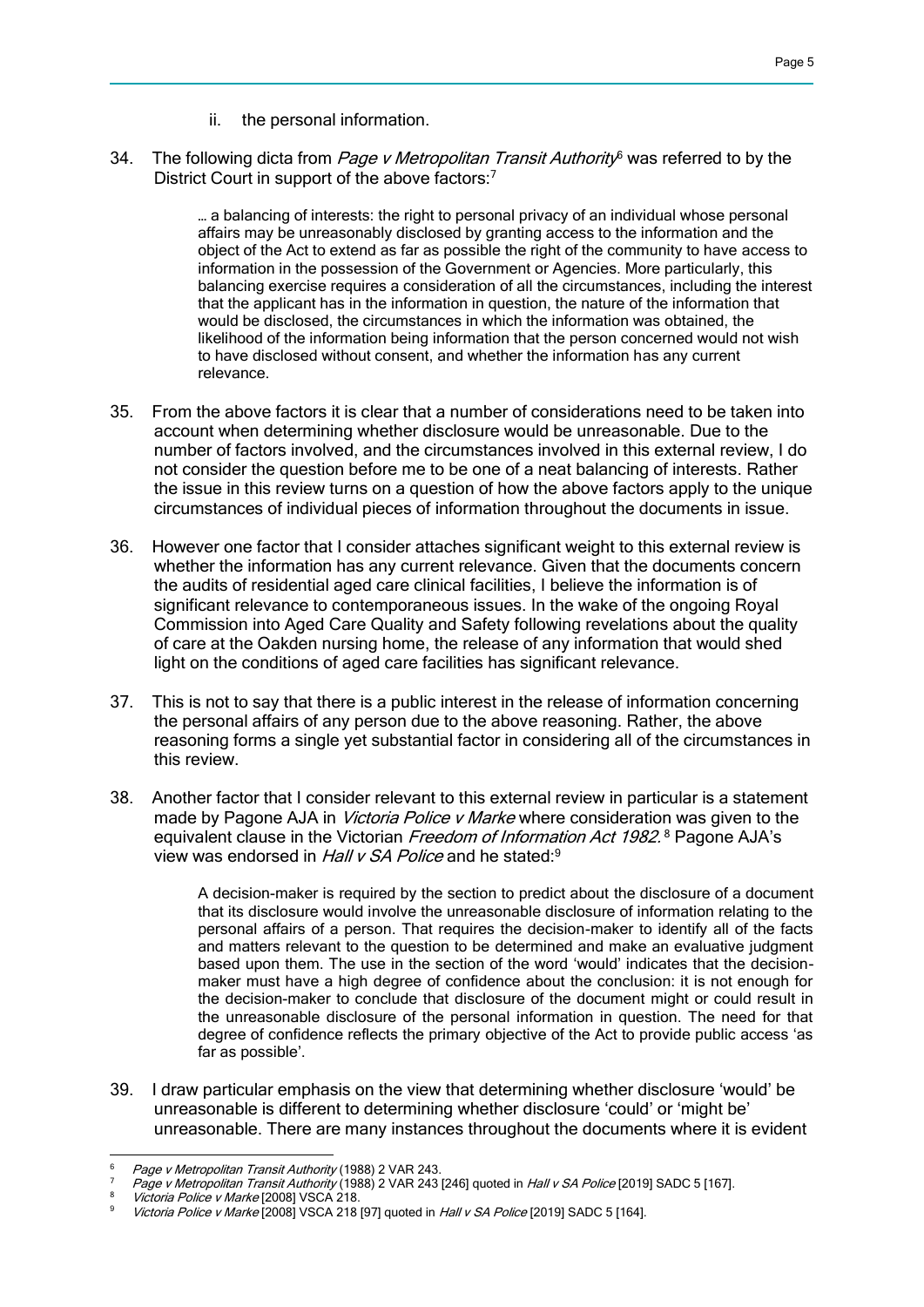ii. the personal information.

34. The following dicta from *Page v Metropolitan Transit Authority*[6] was referred to by the District Court in support of the above factors:[7]

> … a balancing of interests: the right to personal privacy of an individual whose personal affairs may be unreasonably disclosed by granting access to the information and the object of the Act to extend as far as possible the right of the community to have access to information in the possession of the Government or Agencies. More particularly, this balancing exercise requires a consideration of all the circumstances, including the interest that the applicant has in the information in question, the nature of the information that would be disclosed, the circumstances in which the information was obtained, the likelihood of the information being information that the person concerned would not wish to have disclosed without consent, and whether the information has any current relevance.

35. From the above factors it is clear that a number of considerations need to be taken into account when determining whether disclosure would be unreasonable. Due to the number of factors involved, and the circumstances involved in this external review, I do not consider the question before me to be one of a neat balancing of interests. Rather the issue in this review turns on a question of how the above factors apply to the unique circumstances of individual pieces of information throughout the documents in issue.

36. However one factor that I consider attaches significant weight to this external review is whether the information has any current relevance. Given that the documents concern the audits of residential aged care clinical facilities, I believe the information is of significant relevance to contemporaneous issues. In the wake of the ongoing Royal Commission into Aged Care Quality and Safety following revelations about the quality of care at the Oakden nursing home, the release of any information that would shed light on the conditions of aged care facilities has significant relevance.

37. This is not to say that there is a public interest in the release of information concerning the personal affairs of any person due to the above reasoning. Rather, the above reasoning forms a single yet substantial factor in considering all of the circumstances in this review.

38. Another factor that I consider relevant to this external review in particular is a statement made by Pagone AJA in *Victoria Police v Marke* where consideration was given to the equivalent clause in the Victorian *Freedom of Information Act 1982*.[8] Pagone AJA's view was endorsed in *Hall v SA Police* and he stated:[9]

> A decision-maker is required by the section to predict about the disclosure of a document that its disclosure would involve the unreasonable disclosure of information relating to the personal affairs of a person. That requires the decision-maker to identify all of the facts and matters relevant to the question to be determined and make an evaluative judgment based upon them. The use in the section of the word 'would' indicates that the decision-maker must have a high degree of confidence about the conclusion: it is not enough for the decision-maker to conclude that disclosure of the document might or could result in the unreasonable disclosure of the personal information in question. The need for that degree of confidence reflects the primary objective of the Act to provide public access 'as far as possible'.

39. I draw particular emphasis on the view that determining whether disclosure 'would' be unreasonable is different to determining whether disclosure 'could' or 'might be' unreasonable. There are many instances throughout the documents where it is evident

---

[6] *Page v Metropolitan Transit Authority* (1988) 2 VAR 243.

[7] *Page v Metropolitan Transit Authority* (1988) 2 VAR 243 [246] quoted in *Hall v SA Police* [2019] SADC 5 [167].

[8] *Victoria Police v Marke* [2008] VSCA 218.

[9] *Victoria Police v Marke* [2008] VSCA 218 [97] quoted in *Hall v SA Police* [2019] SADC 5 [164].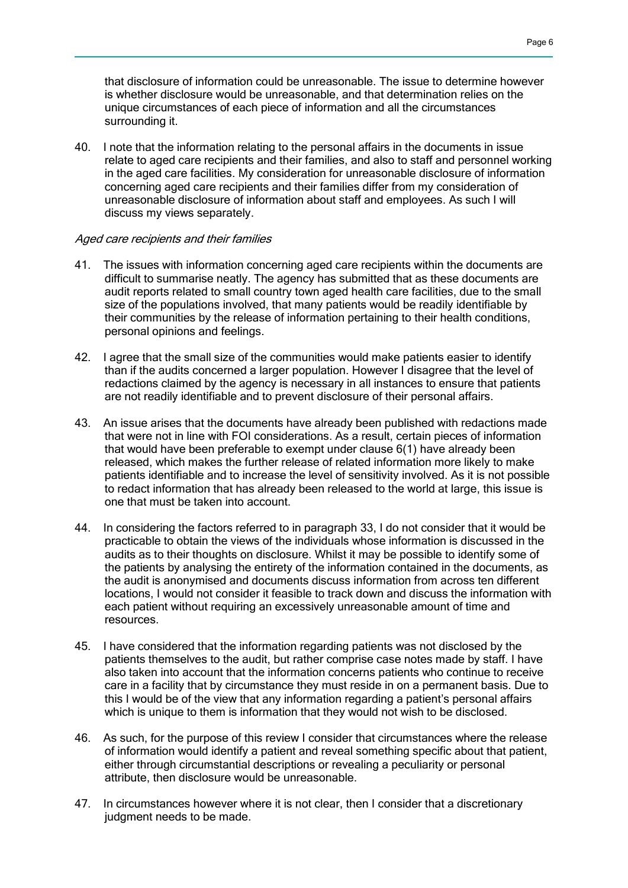that disclosure of information could be unreasonable. The issue to determine however is whether disclosure would be unreasonable, and that determination relies on the unique circumstances of each piece of information and all the circumstances surrounding it.

40. I note that the information relating to the personal affairs in the documents in issue relate to aged care recipients and their families, and also to staff and personnel working in the aged care facilities. My consideration for unreasonable disclosure of information concerning aged care recipients and their families differ from my consideration of unreasonable disclosure of information about staff and employees. As such I will discuss my views separately.

*Aged care recipients and their families*

41. The issues with information concerning aged care recipients within the documents are difficult to summarise neatly. The agency has submitted that as these documents are audit reports related to small country town aged health care facilities, due to the small size of the populations involved, that many patients would be readily identifiable by their communities by the release of information pertaining to their health conditions, personal opinions and feelings.

42. I agree that the small size of the communities would make patients easier to identify than if the audits concerned a larger population. However I disagree that the level of redactions claimed by the agency is necessary in all instances to ensure that patients are not readily identifiable and to prevent disclosure of their personal affairs.

43. An issue arises that the documents have already been published with redactions made that were not in line with FOI considerations. As a result, certain pieces of information that would have been preferable to exempt under clause 6(1) have already been released, which makes the further release of related information more likely to make patients identifiable and to increase the level of sensitivity involved. As it is not possible to redact information that has already been released to the world at large, this issue is one that must be taken into account.

44. In considering the factors referred to in paragraph 33, I do not consider that it would be practicable to obtain the views of the individuals whose information is discussed in the audits as to their thoughts on disclosure. Whilst it may be possible to identify some of the patients by analysing the entirety of the information contained in the documents, as the audit is anonymised and documents discuss information from across ten different locations, I would not consider it feasible to track down and discuss the information with each patient without requiring an excessively unreasonable amount of time and resources.

45. I have considered that the information regarding patients was not disclosed by the patients themselves to the audit, but rather comprise case notes made by staff. I have also taken into account that the information concerns patients who continue to receive care in a facility that by circumstance they must reside in on a permanent basis. Due to this I would be of the view that any information regarding a patient's personal affairs which is unique to them is information that they would not wish to be disclosed.

46. As such, for the purpose of this review I consider that circumstances where the release of information would identify a patient and reveal something specific about that patient, either through circumstantial descriptions or revealing a peculiarity or personal attribute, then disclosure would be unreasonable.

47. In circumstances however where it is not clear, then I consider that a discretionary judgment needs to be made.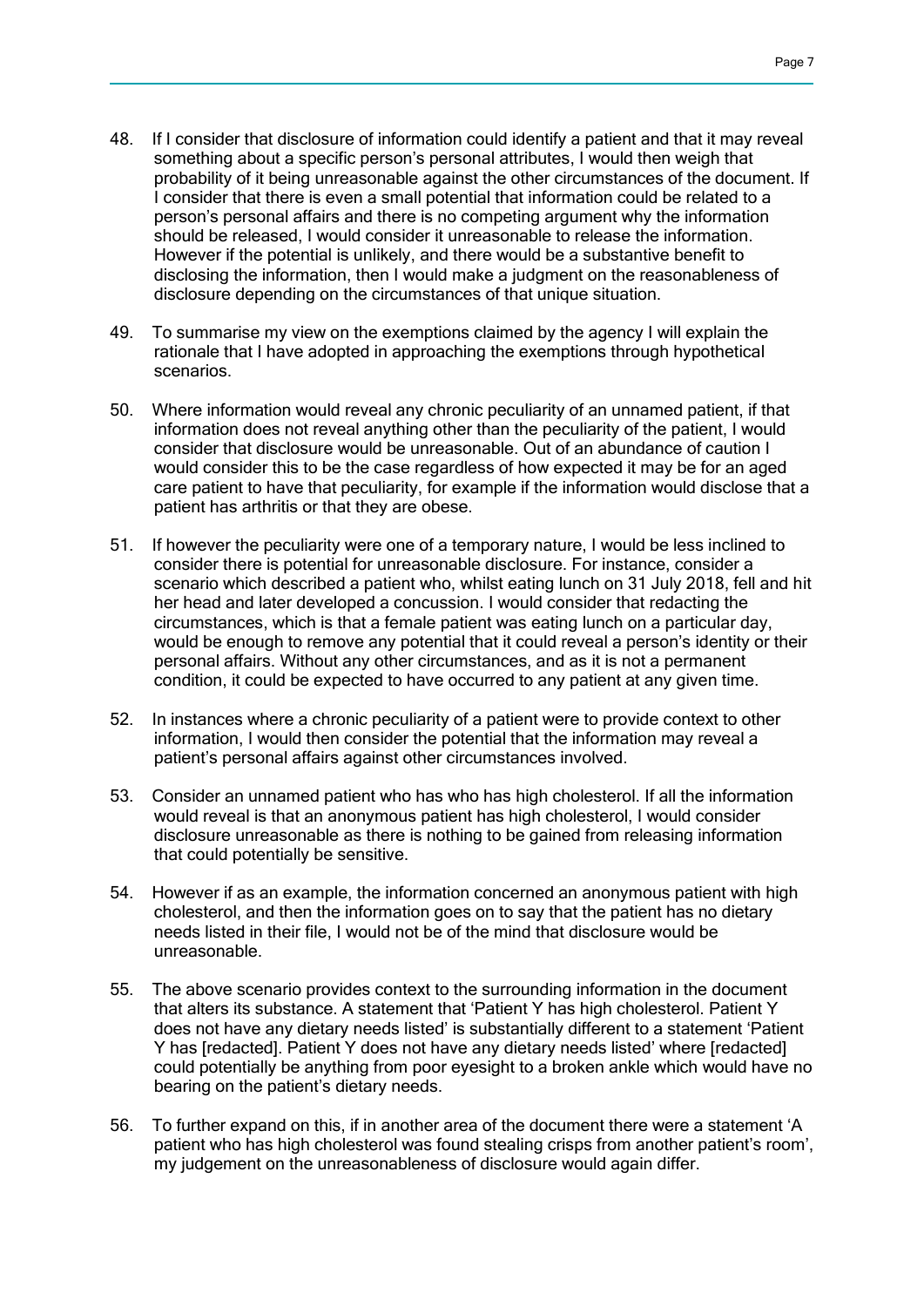48. If I consider that disclosure of information could identify a patient and that it may reveal something about a specific person's personal attributes, I would then weigh that probability of it being unreasonable against the other circumstances of the document. If I consider that there is even a small potential that information could be related to a person's personal affairs and there is no competing argument why the information should be released, I would consider it unreasonable to release the information. However if the potential is unlikely, and there would be a substantive benefit to disclosing the information, then I would make a judgment on the reasonableness of disclosure depending on the circumstances of that unique situation.

49. To summarise my view on the exemptions claimed by the agency I will explain the rationale that I have adopted in approaching the exemptions through hypothetical scenarios.

50. Where information would reveal any chronic peculiarity of an unnamed patient, if that information does not reveal anything other than the peculiarity of the patient, I would consider that disclosure would be unreasonable. Out of an abundance of caution I would consider this to be the case regardless of how expected it may be for an aged care patient to have that peculiarity, for example if the information would disclose that a patient has arthritis or that they are obese.

51. If however the peculiarity were one of a temporary nature, I would be less inclined to consider there is potential for unreasonable disclosure. For instance, consider a scenario which described a patient who, whilst eating lunch on 31 July 2018, fell and hit her head and later developed a concussion. I would consider that redacting the circumstances, which is that a female patient was eating lunch on a particular day, would be enough to remove any potential that it could reveal a person's identity or their personal affairs. Without any other circumstances, and as it is not a permanent condition, it could be expected to have occurred to any patient at any given time.

52. In instances where a chronic peculiarity of a patient were to provide context to other information, I would then consider the potential that the information may reveal a patient's personal affairs against other circumstances involved.

53. Consider an unnamed patient who has who has high cholesterol. If all the information would reveal is that an anonymous patient has high cholesterol, I would consider disclosure unreasonable as there is nothing to be gained from releasing information that could potentially be sensitive.

54. However if as an example, the information concerned an anonymous patient with high cholesterol, and then the information goes on to say that the patient has no dietary needs listed in their file, I would not be of the mind that disclosure would be unreasonable.

55. The above scenario provides context to the surrounding information in the document that alters its substance. A statement that 'Patient Y has high cholesterol. Patient Y does not have any dietary needs listed' is substantially different to a statement 'Patient Y has [redacted]. Patient Y does not have any dietary needs listed' where [redacted] could potentially be anything from poor eyesight to a broken ankle which would have no bearing on the patient's dietary needs.

56. To further expand on this, if in another area of the document there were a statement 'A patient who has high cholesterol was found stealing crisps from another patient's room', my judgement on the unreasonableness of disclosure would again differ.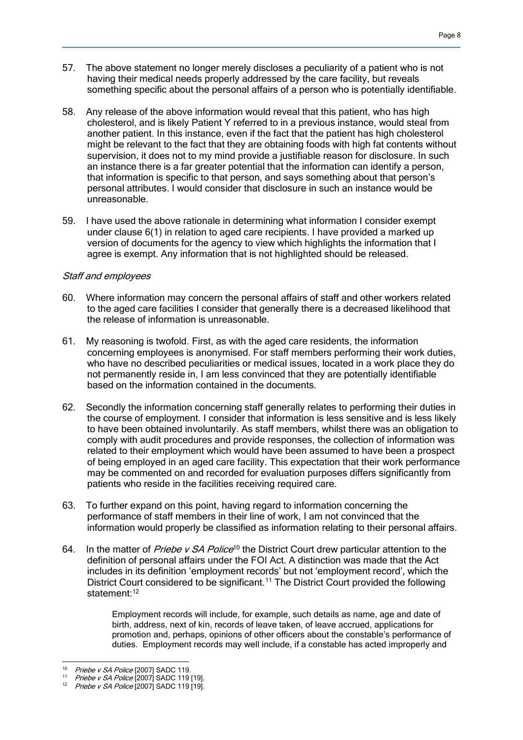57. The above statement no longer merely discloses a peculiarity of a patient who is not having their medical needs properly addressed by the care facility, but reveals something specific about the personal affairs of a person who is potentially identifiable.

58. Any release of the above information would reveal that this patient, who has high cholesterol, and is likely Patient Y referred to in a previous instance, would steal from another patient. In this instance, even if the fact that the patient has high cholesterol might be relevant to the fact that they are obtaining foods with high fat contents without supervision, it does not to my mind provide a justifiable reason for disclosure. In such an instance there is a far greater potential that the information can identify a person, that information is specific to that person, and says something about that person's personal attributes. I would consider that disclosure in such an instance would be unreasonable.

59. I have used the above rationale in determining what information I consider exempt under clause 6(1) in relation to aged care recipients. I have provided a marked up version of documents for the agency to view which highlights the information that I agree is exempt. Any information that is not highlighted should be released.

*Staff and employees*

60. Where information may concern the personal affairs of staff and other workers related to the aged care facilities I consider that generally there is a decreased likelihood that the release of information is unreasonable.

61. My reasoning is twofold. First, as with the aged care residents, the information concerning employees is anonymised. For staff members performing their work duties, who have no described peculiarities or medical issues, located in a work place they do not permanently reside in, I am less convinced that they are potentially identifiable based on the information contained in the documents.

62. Secondly the information concerning staff generally relates to performing their duties in the course of employment. I consider that information is less sensitive and is less likely to have been obtained involuntarily. As staff members, whilst there was an obligation to comply with audit procedures and provide responses, the collection of information was related to their employment which would have been assumed to have been a prospect of being employed in an aged care facility. This expectation that their work performance may be commented on and recorded for evaluation purposes differs significantly from patients who reside in the facilities receiving required care.

63. To further expand on this point, having regard to information concerning the performance of staff members in their line of work, I am not convinced that the information would properly be classified as information relating to their personal affairs.

64. In the matter of *Priebe v SA Police*[10] the District Court drew particular attention to the definition of personal affairs under the FOI Act. A distinction was made that the Act includes in its definition 'employment records' but not 'employment record', which the District Court considered to be significant.[11] The District Court provided the following statement:[12]

> Employment records will include, for example, such details as name, age and date of birth, address, next of kin, records of leave taken, of leave accrued, applications for promotion and, perhaps, opinions of other officers about the constable's performance of duties. Employment records may well include, if a constable has acted improperly and

---

[10] *Priebe v SA Police* [2007] SADC 119.

[11] *Priebe v SA Police* [2007] SADC 119 [19].

[12] *Priebe v SA Police* [2007] SADC 119 [19].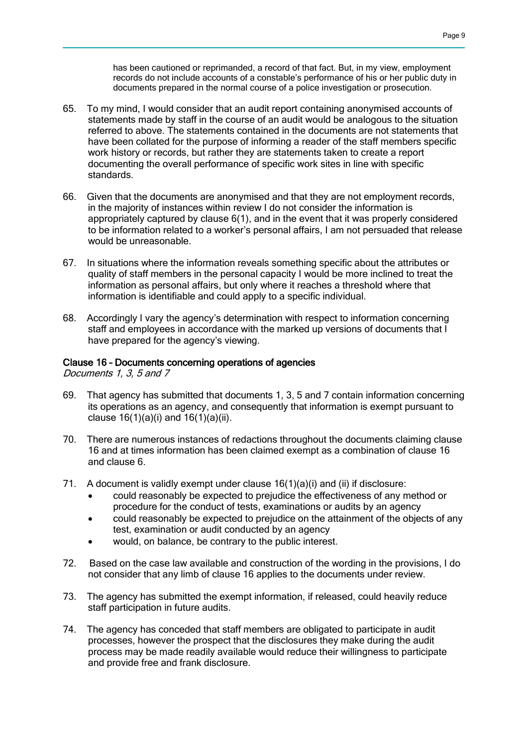> has been cautioned or reprimanded, a record of that fact. But, in my view, employment records do not include accounts of a constable's performance of his or her public duty in documents prepared in the normal course of a police investigation or prosecution.

65. To my mind, I would consider that an audit report containing anonymised accounts of statements made by staff in the course of an audit would be analogous to the situation referred to above. The statements contained in the documents are not statements that have been collated for the purpose of informing a reader of the staff members specific work history or records, but rather they are statements taken to create a report documenting the overall performance of specific work sites in line with specific standards.

66. Given that the documents are anonymised and that they are not employment records, in the majority of instances within review I do not consider the information is appropriately captured by clause 6(1), and in the event that it was properly considered to be information related to a worker's personal affairs, I am not persuaded that release would be unreasonable.

67. In situations where the information reveals something specific about the attributes or quality of staff members in the personal capacity I would be more inclined to treat the information as personal affairs, but only where it reaches a threshold where that information is identifiable and could apply to a specific individual.

68. Accordingly I vary the agency's determination with respect to information concerning staff and employees in accordance with the marked up versions of documents that I have prepared for the agency's viewing.

### Clause 16 – Documents concerning operations of agencies

*Documents 1, 3, 5 and 7*

69. That agency has submitted that documents 1, 3, 5 and 7 contain information concerning its operations as an agency, and consequently that information is exempt pursuant to clause 16(1)(a)(i) and 16(1)(a)(ii).

70. There are numerous instances of redactions throughout the documents claiming clause 16 and at times information has been claimed exempt as a combination of clause 16 and clause 6.

71. A document is validly exempt under clause 16(1)(a)(i) and (ii) if disclosure:
    - could reasonably be expected to prejudice the effectiveness of any method or procedure for the conduct of tests, examinations or audits by an agency
    - could reasonably be expected to prejudice on the attainment of the objects of any test, examination or audit conducted by an agency
    - would, on balance, be contrary to the public interest.

72. Based on the case law available and construction of the wording in the provisions, I do not consider that any limb of clause 16 applies to the documents under review.

73. The agency has submitted the exempt information, if released, could heavily reduce staff participation in future audits.

74. The agency has conceded that staff members are obligated to participate in audit processes, however the prospect that the disclosures they make during the audit process may be made readily available would reduce their willingness to participate and provide free and frank disclosure.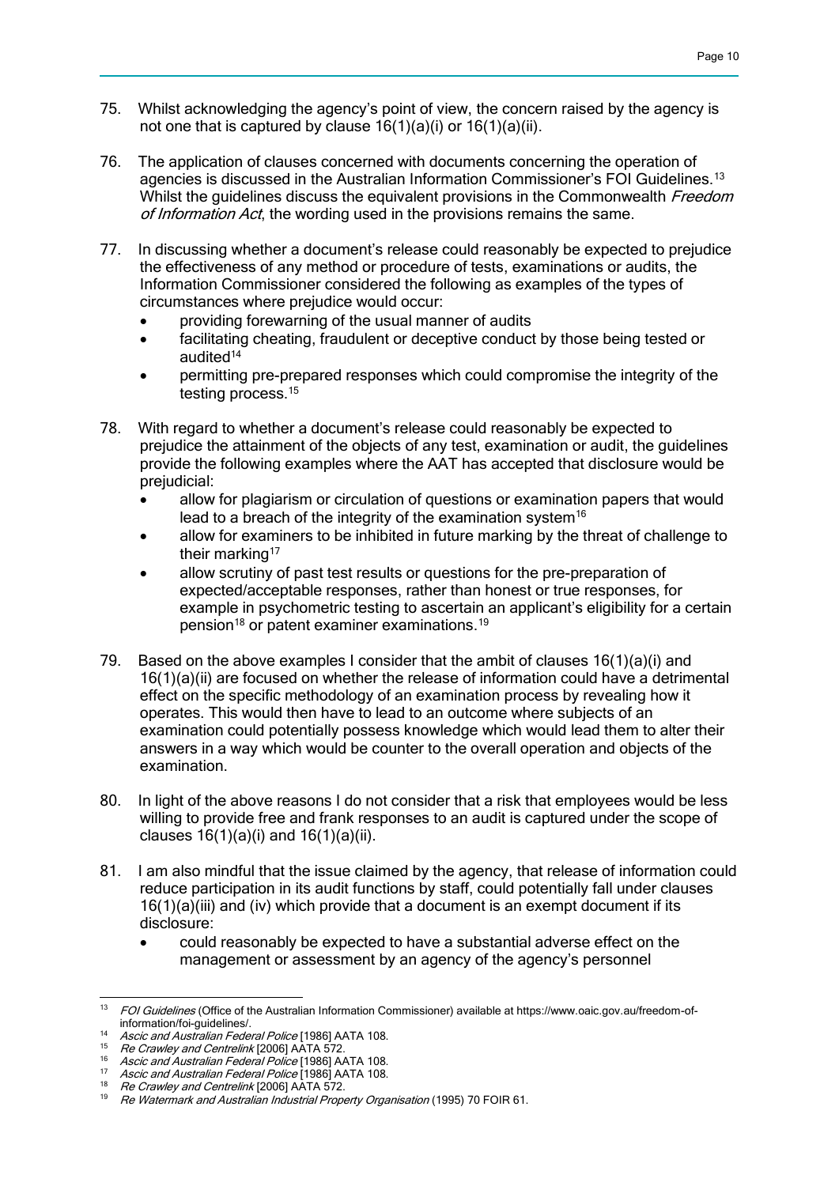75. Whilst acknowledging the agency's point of view, the concern raised by the agency is not one that is captured by clause 16(1)(a)(i) or 16(1)(a)(ii).

76. The application of clauses concerned with documents concerning the operation of agencies is discussed in the Australian Information Commissioner's FOI Guidelines.[13] Whilst the guidelines discuss the equivalent provisions in the Commonwealth *Freedom of Information Act*, the wording used in the provisions remains the same.

77. In discussing whether a document's release could reasonably be expected to prejudice the effectiveness of any method or procedure of tests, examinations or audits, the Information Commissioner considered the following as examples of the types of circumstances where prejudice would occur:
    - providing forewarning of the usual manner of audits
    - facilitating cheating, fraudulent or deceptive conduct by those being tested or audited[14]
    - permitting pre-prepared responses which could compromise the integrity of the testing process.[15]

78. With regard to whether a document's release could reasonably be expected to prejudice the attainment of the objects of any test, examination or audit, the guidelines provide the following examples where the AAT has accepted that disclosure would be prejudicial:
    - allow for plagiarism or circulation of questions or examination papers that would lead to a breach of the integrity of the examination system[16]
    - allow for examiners to be inhibited in future marking by the threat of challenge to their marking[17]
    - allow scrutiny of past test results or questions for the pre-preparation of expected/acceptable responses, rather than honest or true responses, for example in psychometric testing to ascertain an applicant's eligibility for a certain pension[18] or patent examiner examinations.[19]

79. Based on the above examples I consider that the ambit of clauses 16(1)(a)(i) and 16(1)(a)(ii) are focused on whether the release of information could have a detrimental effect on the specific methodology of an examination process by revealing how it operates. This would then have to lead to an outcome where subjects of an examination could potentially possess knowledge which would lead them to alter their answers in a way which would be counter to the overall operation and objects of the examination.

80. In light of the above reasons I do not consider that a risk that employees would be less willing to provide free and frank responses to an audit is captured under the scope of clauses 16(1)(a)(i) and 16(1)(a)(ii).

81. I am also mindful that the issue claimed by the agency, that release of information could reduce participation in its audit functions by staff, could potentially fall under clauses 16(1)(a)(iii) and (iv) which provide that a document is an exempt document if its disclosure:
    - could reasonably be expected to have a substantial adverse effect on the management or assessment by an agency of the agency's personnel

---

[13] *FOI Guidelines* (Office of the Australian Information Commissioner) available at https://www.oaic.gov.au/freedom-of-information/foi-guidelines/.

[14] *Ascic and Australian Federal Police* [1986] AATA 108.

[15] *Re Crawley and Centrelink* [2006] AATA 572.

[16] *Ascic and Australian Federal Police* [1986] AATA 108.

[17] *Ascic and Australian Federal Police* [1986] AATA 108.

[18] *Re Crawley and Centrelink* [2006] AATA 572.

[19] *Re Watermark and Australian Industrial Property Organisation* (1995) 70 FOIR 61.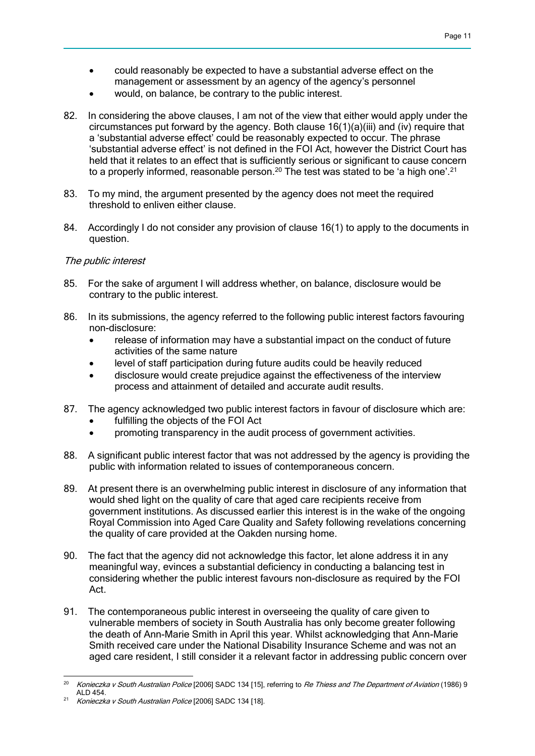- could reasonably be expected to have a substantial adverse effect on the management or assessment by an agency of the agency's personnel
- would, on balance, be contrary to the public interest.

82. In considering the above clauses, I am not of the view that either would apply under the circumstances put forward by the agency. Both clause 16(1)(a)(iii) and (iv) require that a 'substantial adverse effect' could be reasonably expected to occur. The phrase 'substantial adverse effect' is not defined in the FOI Act, however the District Court has held that it relates to an effect that is sufficiently serious or significant to cause concern to a properly informed, reasonable person.[20] The test was stated to be 'a high one'.[21]

83. To my mind, the argument presented by the agency does not meet the required threshold to enliven either clause.

84. Accordingly I do not consider any provision of clause 16(1) to apply to the documents in question.

*The public interest*

85. For the sake of argument I will address whether, on balance, disclosure would be contrary to the public interest.

86. In its submissions, the agency referred to the following public interest factors favouring non-disclosure:
    - release of information may have a substantial impact on the conduct of future activities of the same nature
    - level of staff participation during future audits could be heavily reduced
    - disclosure would create prejudice against the effectiveness of the interview process and attainment of detailed and accurate audit results.

87. The agency acknowledged two public interest factors in favour of disclosure which are:
    - fulfilling the objects of the FOI Act
    - promoting transparency in the audit process of government activities.

88. A significant public interest factor that was not addressed by the agency is providing the public with information related to issues of contemporaneous concern.

89. At present there is an overwhelming public interest in disclosure of any information that would shed light on the quality of care that aged care recipients receive from government institutions. As discussed earlier this interest is in the wake of the ongoing Royal Commission into Aged Care Quality and Safety following revelations concerning the quality of care provided at the Oakden nursing home.

90. The fact that the agency did not acknowledge this factor, let alone address it in any meaningful way, evinces a substantial deficiency in conducting a balancing test in considering whether the public interest favours non-disclosure as required by the FOI Act.

91. The contemporaneous public interest in overseeing the quality of care given to vulnerable members of society in South Australia has only become greater following the death of Ann-Marie Smith in April this year. Whilst acknowledging that Ann-Marie Smith received care under the National Disability Insurance Scheme and was not an aged care resident, I still consider it a relevant factor in addressing public concern over

---

[20] *Konieczka v South Australian Police* [2006] SADC 134 [15], referring to *Re Thiess and The Department of Aviation* (1986) 9 ALD 454.

[21] *Konieczka v South Australian Police* [2006] SADC 134 [18].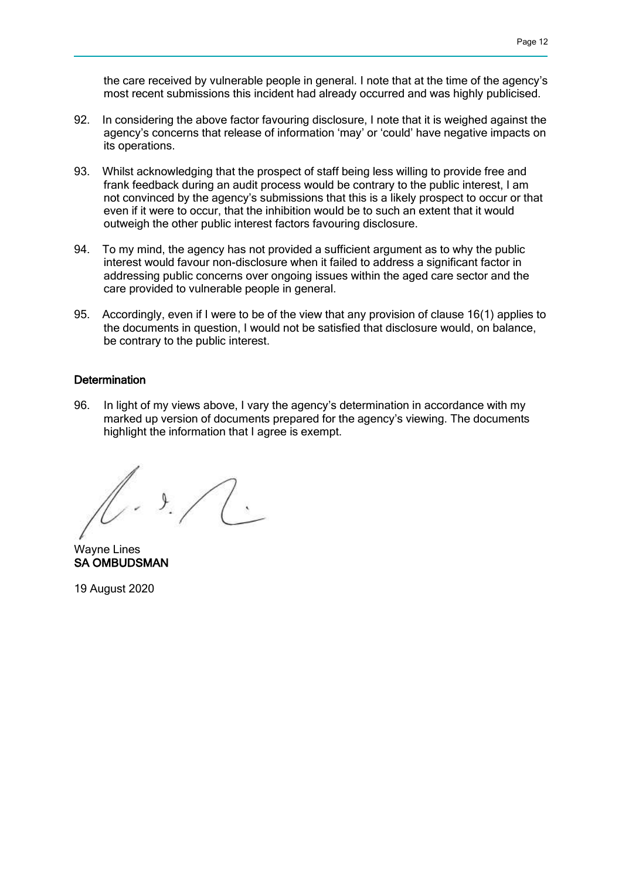the care received by vulnerable people in general. I note that at the time of the agency's most recent submissions this incident had already occurred and was highly publicised.

92. In considering the above factor favouring disclosure, I note that it is weighed against the agency's concerns that release of information 'may' or 'could' have negative impacts on its operations.

93. Whilst acknowledging that the prospect of staff being less willing to provide free and frank feedback during an audit process would be contrary to the public interest, I am not convinced by the agency's submissions that this is a likely prospect to occur or that even if it were to occur, that the inhibition would be to such an extent that it would outweigh the other public interest factors favouring disclosure.

94. To my mind, the agency has not provided a sufficient argument as to why the public interest would favour non-disclosure when it failed to address a significant factor in addressing public concerns over ongoing issues within the aged care sector and the care provided to vulnerable people in general.

95. Accordingly, even if I were to be of the view that any provision of clause 16(1) applies to the documents in question, I would not be satisfied that disclosure would, on balance, be contrary to the public interest.

### Determination

96. In light of my views above, I vary the agency's determination in accordance with my marked up version of documents prepared for the agency's viewing. The documents highlight the information that I agree is exempt.

Wayne Lines
**SA OMBUDSMAN**

19 August 2020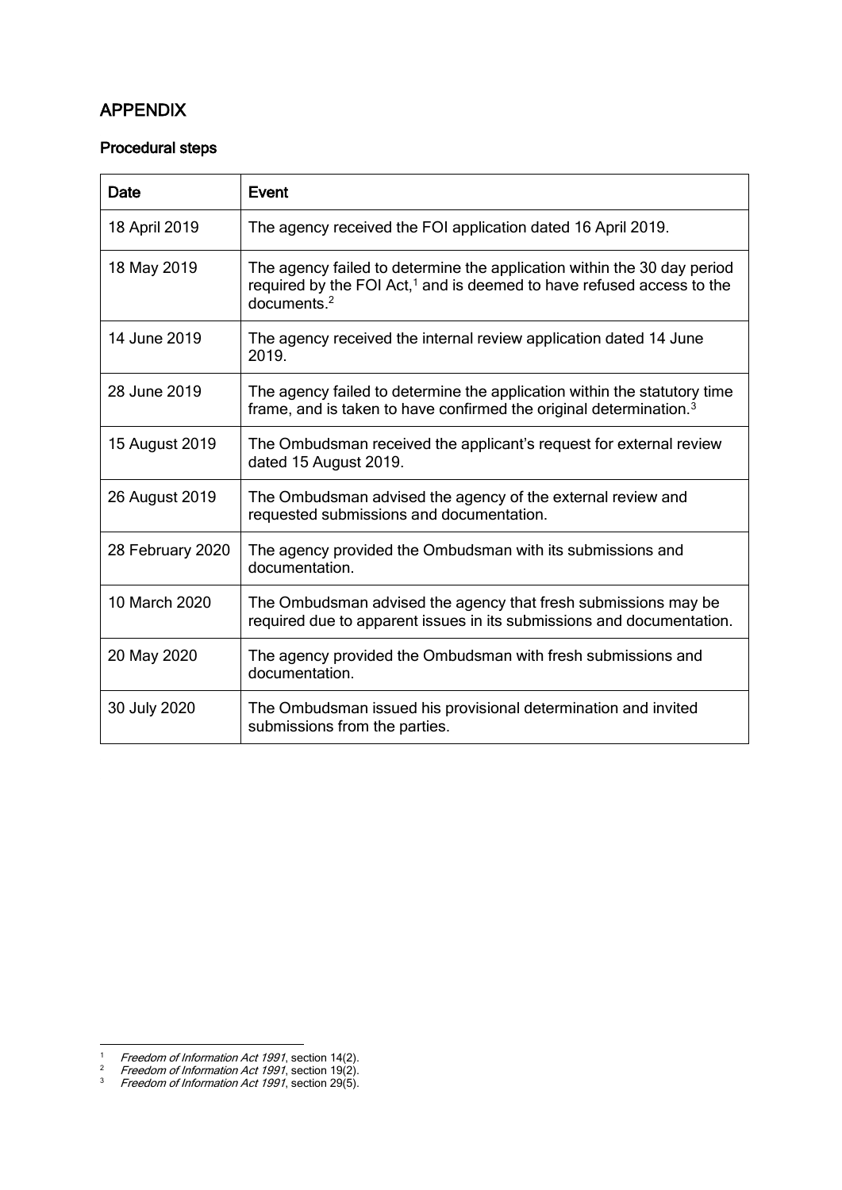## APPENDIX

### Procedural steps

| Date | Event |
|---|---|
| 18 April 2019 | The agency received the FOI application dated 16 April 2019. |
| 18 May 2019 | The agency failed to determine the application within the 30 day period required by the FOI Act,[1] and is deemed to have refused access to the documents.[2] |
| 14 June 2019 | The agency received the internal review application dated 14 June 2019. |
| 28 June 2019 | The agency failed to determine the application within the statutory time frame, and is taken to have confirmed the original determination.[3] |
| 15 August 2019 | The Ombudsman received the applicant's request for external review dated 15 August 2019. |
| 26 August 2019 | The Ombudsman advised the agency of the external review and requested submissions and documentation. |
| 28 February 2020 | The agency provided the Ombudsman with its submissions and documentation. |
| 10 March 2020 | The Ombudsman advised the agency that fresh submissions may be required due to apparent issues in its submissions and documentation. |
| 20 May 2020 | The agency provided the Ombudsman with fresh submissions and documentation. |
| 30 July 2020 | The Ombudsman issued his provisional determination and invited submissions from the parties. |

[1] *Freedom of Information Act 1991*, section 14(2).

[2] *Freedom of Information Act 1991*, section 19(2).

[3] *Freedom of Information Act 1991*, section 29(5).